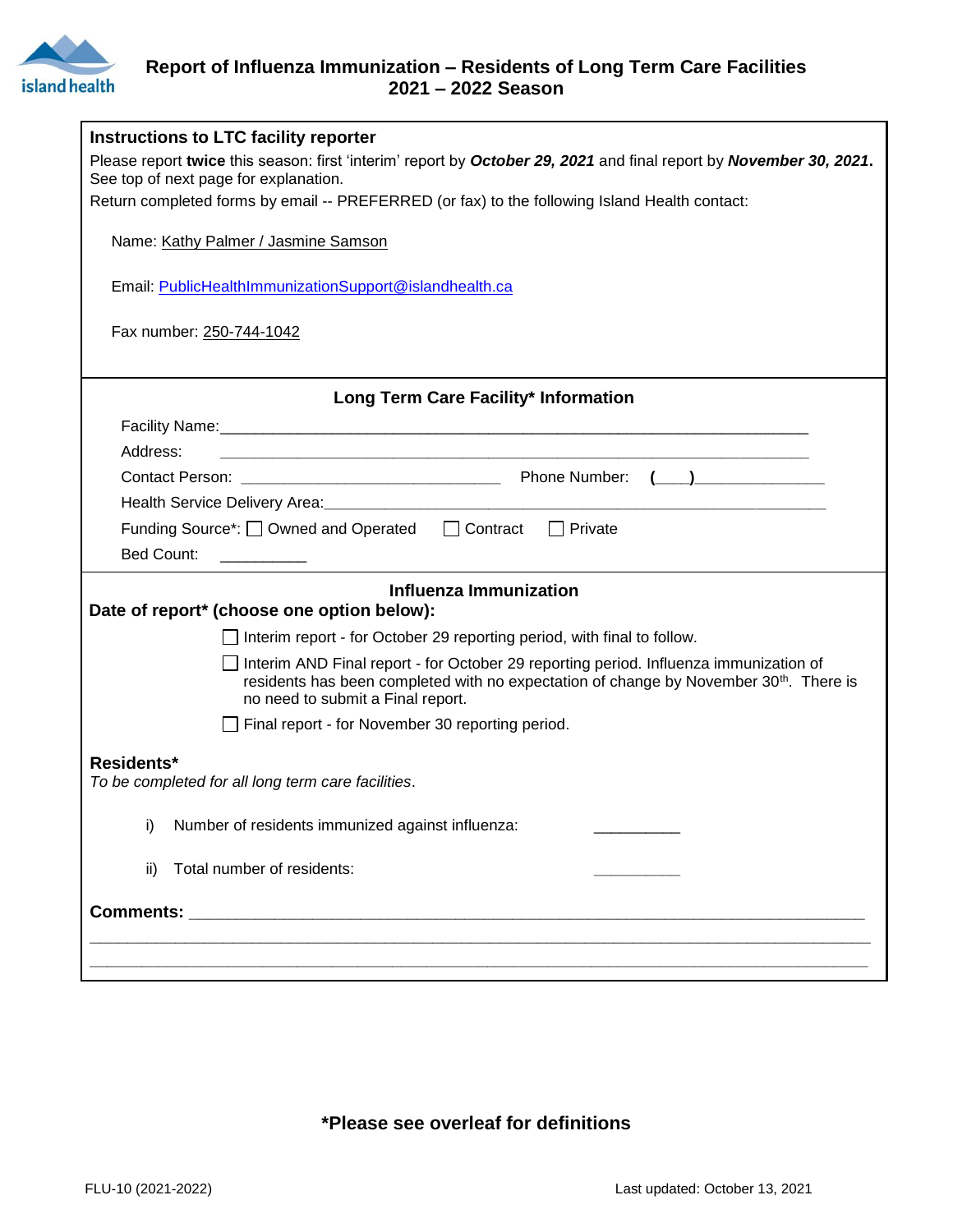# Report of Influenza Immunization – Residents of Long Term Care Facilities 2021 – 2022 Season

## Instructions to LTC facility reporter

Please report **twice** this season: first 'interim' report by ***October 29, 2021*** and final report by ***November 30, 2021***. See top of next page for explanation.

Return completed forms by email -- PREFERRED (or fax) to the following Island Health contact:

Name: Kathy Palmer / Jasmine Samson

Email: PublicHealthImmunizationSupport@islandhealth.ca

Fax number: 250-744-1042

## Long Term Care Facility* Information

Facility Name: ______________________________________________

Address: ______________________________________________

Contact Person: ______________________ Phone Number: (___)______________

Health Service Delivery Area: ______________________________________________

Funding Source*: ☐ Owned and Operated ☐ Contract ☐ Private

Bed Count: __________

## Influenza Immunization

**Date of report* (choose one option below):**

☐ Interim report - for October 29 reporting period, with final to follow.

☐ Interim AND Final report - for October 29 reporting period. Influenza immunization of residents has been completed with no expectation of change by November 30th. There is no need to submit a Final report.

☐ Final report - for November 30 reporting period.

**Residents***

*To be completed for all long term care facilities*.

i) Number of residents immunized against influenza: __________

ii) Total number of residents: __________

**Comments:** ______________________________________________

______________________________________________

______________________________________________

**\*Please see overleaf for definitions**

FLU-10 (2021-2022) Last updated: October 13, 2021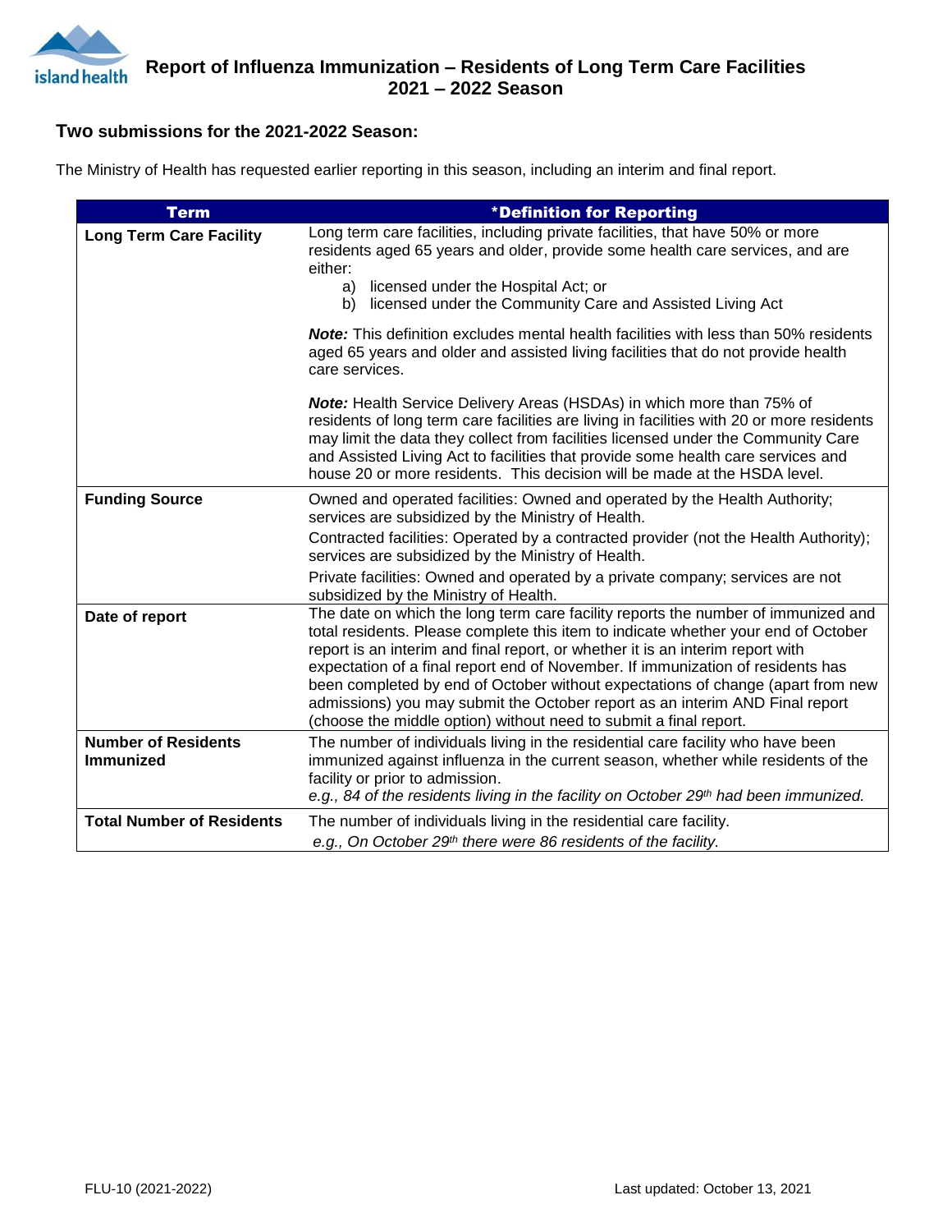# Report of Influenza Immunization – Residents of Long Term Care Facilities 2021 – 2022 Season

## Two submissions for the 2021-2022 Season:

The Ministry of Health has requested earlier reporting in this season, including an interim and final report.

| Term | *Definition for Reporting |
|---|---|
| **Long Term Care Facility** | Long term care facilities, including private facilities, that have 50% or more residents aged 65 years and older, provide some health care services, and are either: a) licensed under the Hospital Act; or b) licensed under the Community Care and Assisted Living Act<br><br>***Note:*** This definition excludes mental health facilities with less than 50% residents aged 65 years and older and assisted living facilities that do not provide health care services.<br><br>***Note:*** Health Service Delivery Areas (HSDAs) in which more than 75% of residents of long term care facilities are living in facilities with 20 or more residents may limit the data they collect from facilities licensed under the Community Care and Assisted Living Act to facilities that provide some health care services and house 20 or more residents. This decision will be made at the HSDA level. |
| **Funding Source** | Owned and operated facilities: Owned and operated by the Health Authority; services are subsidized by the Ministry of Health.<br>Contracted facilities: Operated by a contracted provider (not the Health Authority); services are subsidized by the Ministry of Health.<br>Private facilities: Owned and operated by a private company; services are not subsidized by the Ministry of Health. |
| **Date of report** | The date on which the long term care facility reports the number of immunized and total residents. Please complete this item to indicate whether your end of October report is an interim and final report, or whether it is an interim report with expectation of a final report end of November. If immunization of residents has been completed by end of October without expectations of change (apart from new admissions) you may submit the October report as an interim AND Final report (choose the middle option) without need to submit a final report. |
| **Number of Residents Immunized** | The number of individuals living in the residential care facility who have been immunized against influenza in the current season, whether while residents of the facility or prior to admission.<br>*e.g., 84 of the residents living in the facility on October 29th had been immunized.* |
| **Total Number of Residents** | The number of individuals living in the residential care facility.<br>*e.g., On October 29th there were 86 residents of the facility.* |

FLU-10 (2021-2022) Last updated: October 13, 2021